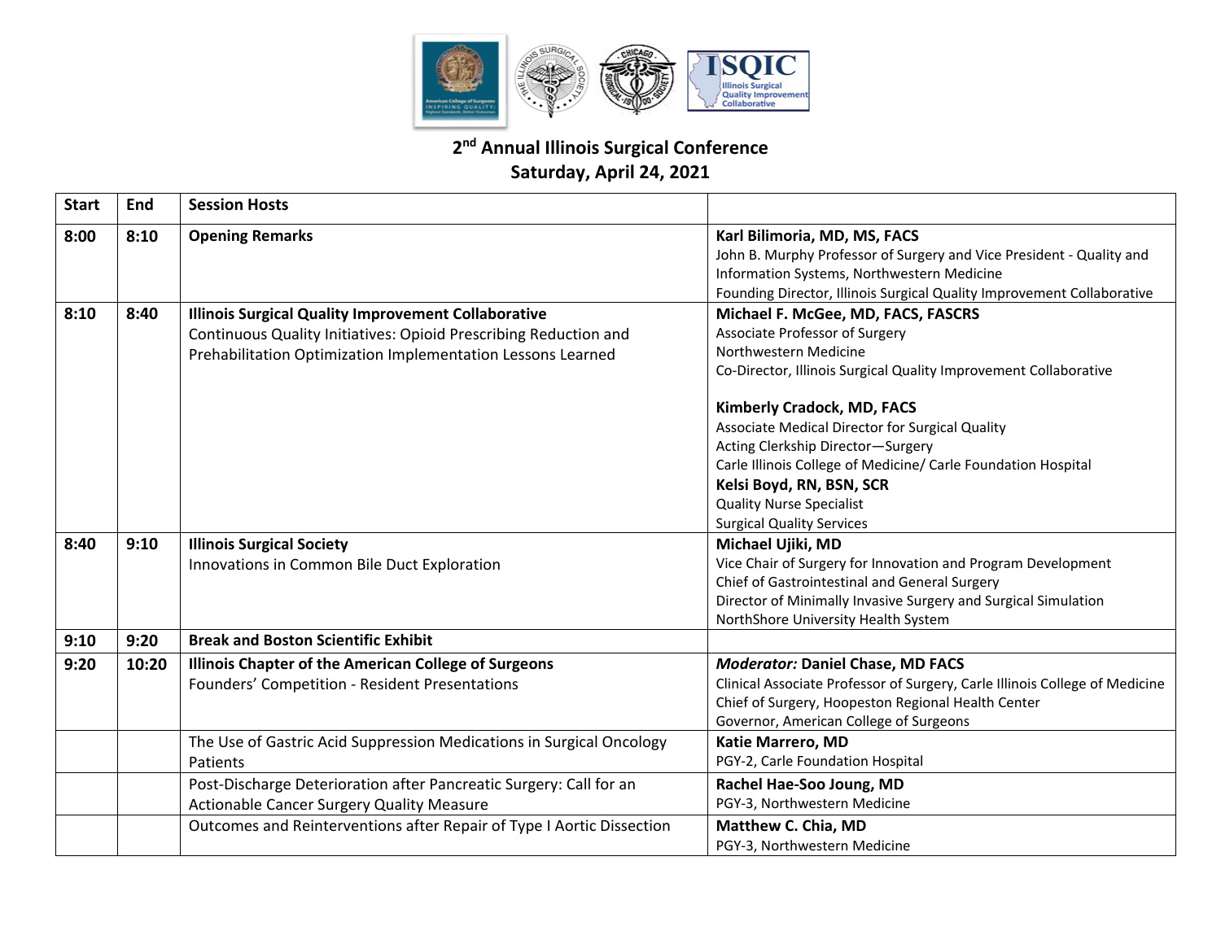## 2nd Annual Illinois Surgical Conference
## Saturday, April 24, 2021

| Start | End | Session Hosts | |
|---|---|---|---|
| 8:00 | 8:10 | **Opening Remarks** | **Karl Bilimoria, MD, MS, FACS**<br>John B. Murphy Professor of Surgery and Vice President - Quality and Information Systems, Northwestern Medicine<br>Founding Director, Illinois Surgical Quality Improvement Collaborative |
| 8:10 | 8:40 | **Illinois Surgical Quality Improvement Collaborative**<br>Continuous Quality Initiatives: Opioid Prescribing Reduction and Prehabilitation Optimization Implementation Lessons Learned | **Michael F. McGee, MD, FACS, FASCRS**<br>Associate Professor of Surgery<br>Northwestern Medicine<br>Co-Director, Illinois Surgical Quality Improvement Collaborative<br><br>**Kimberly Cradock, MD, FACS**<br>Associate Medical Director for Surgical Quality<br>Acting Clerkship Director—Surgery<br>Carle Illinois College of Medicine/ Carle Foundation Hospital<br>**Kelsi Boyd, RN, BSN, SCR**<br>Quality Nurse Specialist<br>Surgical Quality Services |
| 8:40 | 9:10 | **Illinois Surgical Society**<br>Innovations in Common Bile Duct Exploration | **Michael Ujiki, MD**<br>Vice Chair of Surgery for Innovation and Program Development<br>Chief of Gastrointestinal and General Surgery<br>Director of Minimally Invasive Surgery and Surgical Simulation<br>NorthShore University Health System |
| 9:10 | 9:20 | **Break and Boston Scientific Exhibit** | |
| 9:20 | 10:20 | **Illinois Chapter of the American College of Surgeons**<br>Founders' Competition - Resident Presentations | ***Moderator:*** **Daniel Chase, MD FACS**<br>Clinical Associate Professor of Surgery, Carle Illinois College of Medicine<br>Chief of Surgery, Hoopeston Regional Health Center<br>Governor, American College of Surgeons |
| | | The Use of Gastric Acid Suppression Medications in Surgical Oncology Patients | **Katie Marrero, MD**<br>PGY-2, Carle Foundation Hospital |
| | | Post-Discharge Deterioration after Pancreatic Surgery: Call for an Actionable Cancer Surgery Quality Measure | **Rachel Hae-Soo Joung, MD**<br>PGY-3, Northwestern Medicine |
| | | Outcomes and Reinterventions after Repair of Type I Aortic Dissection | **Matthew C. Chia, MD**<br>PGY-3, Northwestern Medicine |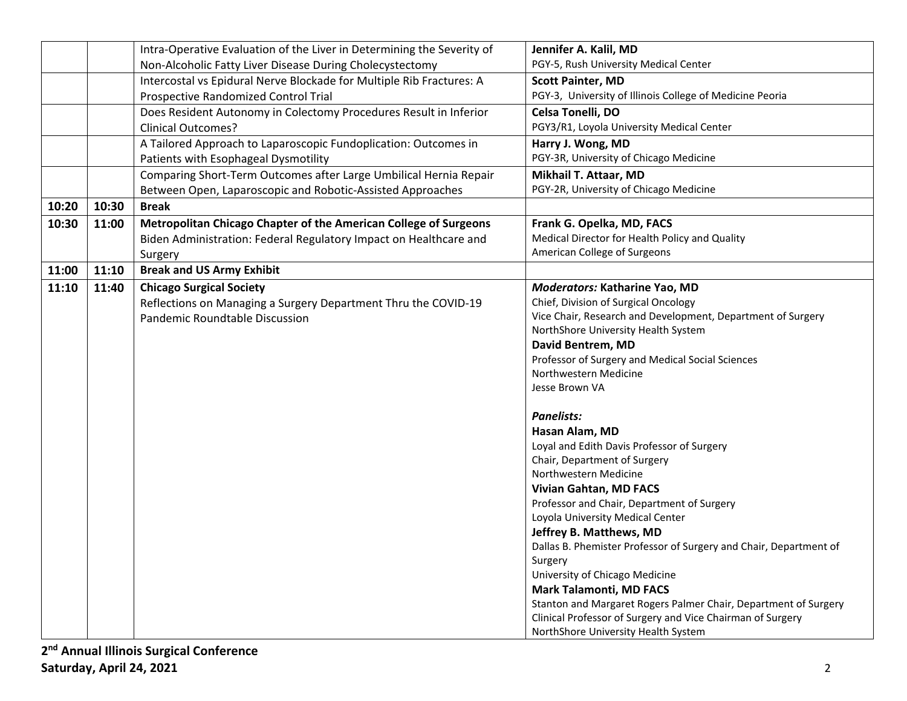| | | | |
|---|---|---|---|
| | | Intra-Operative Evaluation of the Liver in Determining the Severity of Non-Alcoholic Fatty Liver Disease During Cholecystectomy | **Jennifer A. Kalil, MD**<br>PGY-5, Rush University Medical Center |
| | | Intercostal vs Epidural Nerve Blockade for Multiple Rib Fractures: A Prospective Randomized Control Trial | **Scott Painter, MD**<br>PGY-3, University of Illinois College of Medicine Peoria |
| | | Does Resident Autonomy in Colectomy Procedures Result in Inferior Clinical Outcomes? | **Celsa Tonelli, DO**<br>PGY3/R1, Loyola University Medical Center |
| | | A Tailored Approach to Laparoscopic Fundoplication: Outcomes in Patients with Esophageal Dysmotility | **Harry J. Wong, MD**<br>PGY-3R, University of Chicago Medicine |
| | | Comparing Short-Term Outcomes after Large Umbilical Hernia Repair Between Open, Laparoscopic and Robotic-Assisted Approaches | **Mikhail T. Attaar, MD**<br>PGY-2R, University of Chicago Medicine |
| **10:20** | **10:30** | **Break** | |
| **10:30** | **11:00** | **Metropolitan Chicago Chapter of the American College of Surgeons**<br>Biden Administration: Federal Regulatory Impact on Healthcare and Surgery | **Frank G. Opelka, MD, FACS**<br>Medical Director for Health Policy and Quality<br>American College of Surgeons |
| **11:00** | **11:10** | **Break and US Army Exhibit** | |
| **11:10** | **11:40** | **Chicago Surgical Society**<br>Reflections on Managing a Surgery Department Thru the COVID-19 Pandemic Roundtable Discussion | ***Moderators:*** **Katharine Yao, MD**<br>Chief, Division of Surgical Oncology<br>Vice Chair, Research and Development, Department of Surgery<br>NorthShore University Health System<br>**David Bentrem, MD**<br>Professor of Surgery and Medical Social Sciences<br>Northwestern Medicine<br>Jesse Brown VA<br><br>***Panelists:***<br>**Hasan Alam, MD**<br>Loyal and Edith Davis Professor of Surgery<br>Chair, Department of Surgery<br>Northwestern Medicine<br>**Vivian Gahtan, MD FACS**<br>Professor and Chair, Department of Surgery<br>Loyola University Medical Center<br>**Jeffrey B. Matthews, MD**<br>Dallas B. Phemister Professor of Surgery and Chair, Department of Surgery<br>University of Chicago Medicine<br>**Mark Talamonti, MD FACS**<br>Stanton and Margaret Rogers Palmer Chair, Department of Surgery<br>Clinical Professor of Surgery and Vice Chairman of Surgery<br>NorthShore University Health System |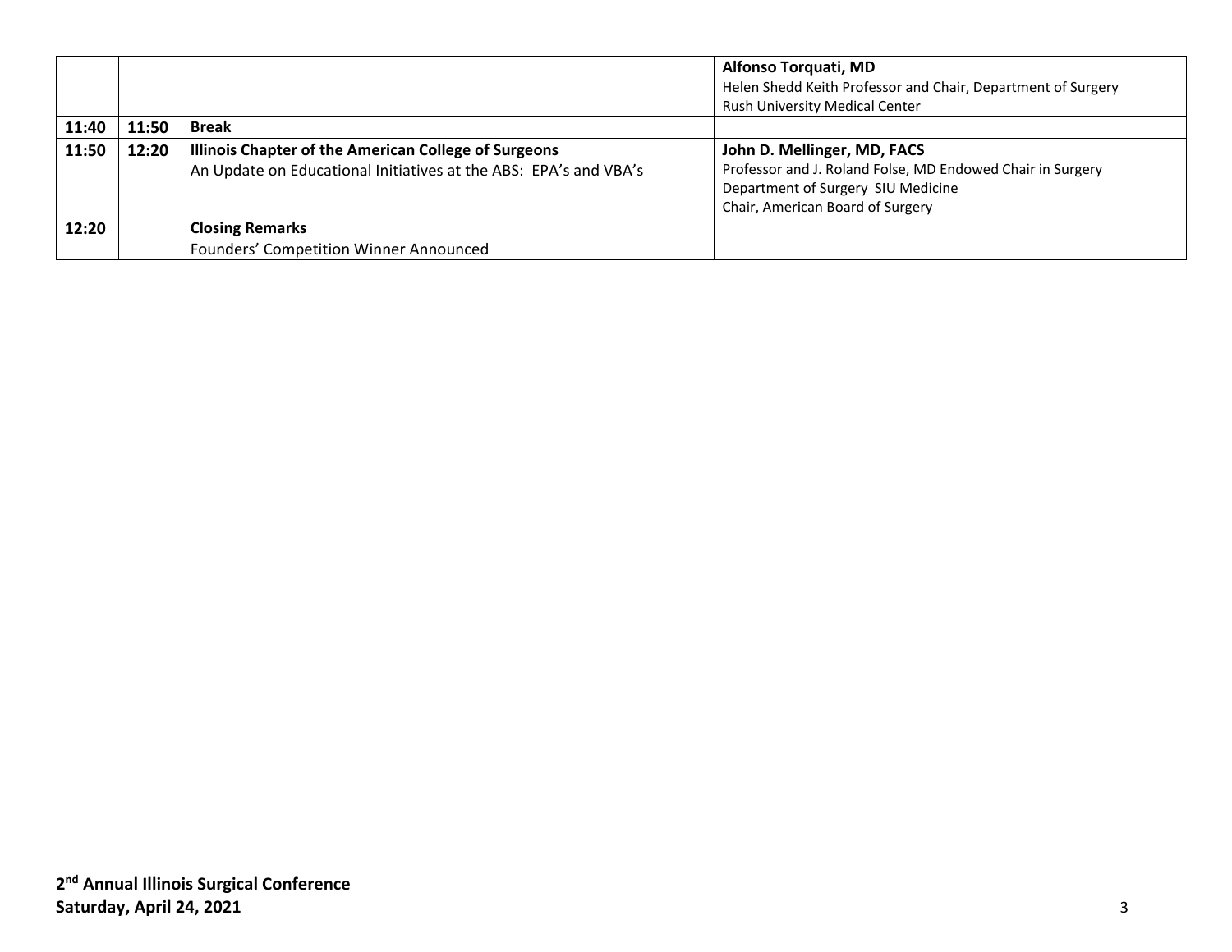| | | | |
|---|---|---|---|
| | | | **Alfonso Torquati, MD**<br>Helen Shedd Keith Professor and Chair, Department of Surgery<br>Rush University Medical Center |
| **11:40** | **11:50** | **Break** | |
| **11:50** | **12:20** | **Illinois Chapter of the American College of Surgeons**<br>An Update on Educational Initiatives at the ABS: EPA's and VBA's | **John D. Mellinger, MD, FACS**<br>Professor and J. Roland Folse, MD Endowed Chair in Surgery<br>Department of Surgery SIU Medicine<br>Chair, American Board of Surgery |
| **12:20** | | **Closing Remarks**<br>Founders' Competition Winner Announced | |